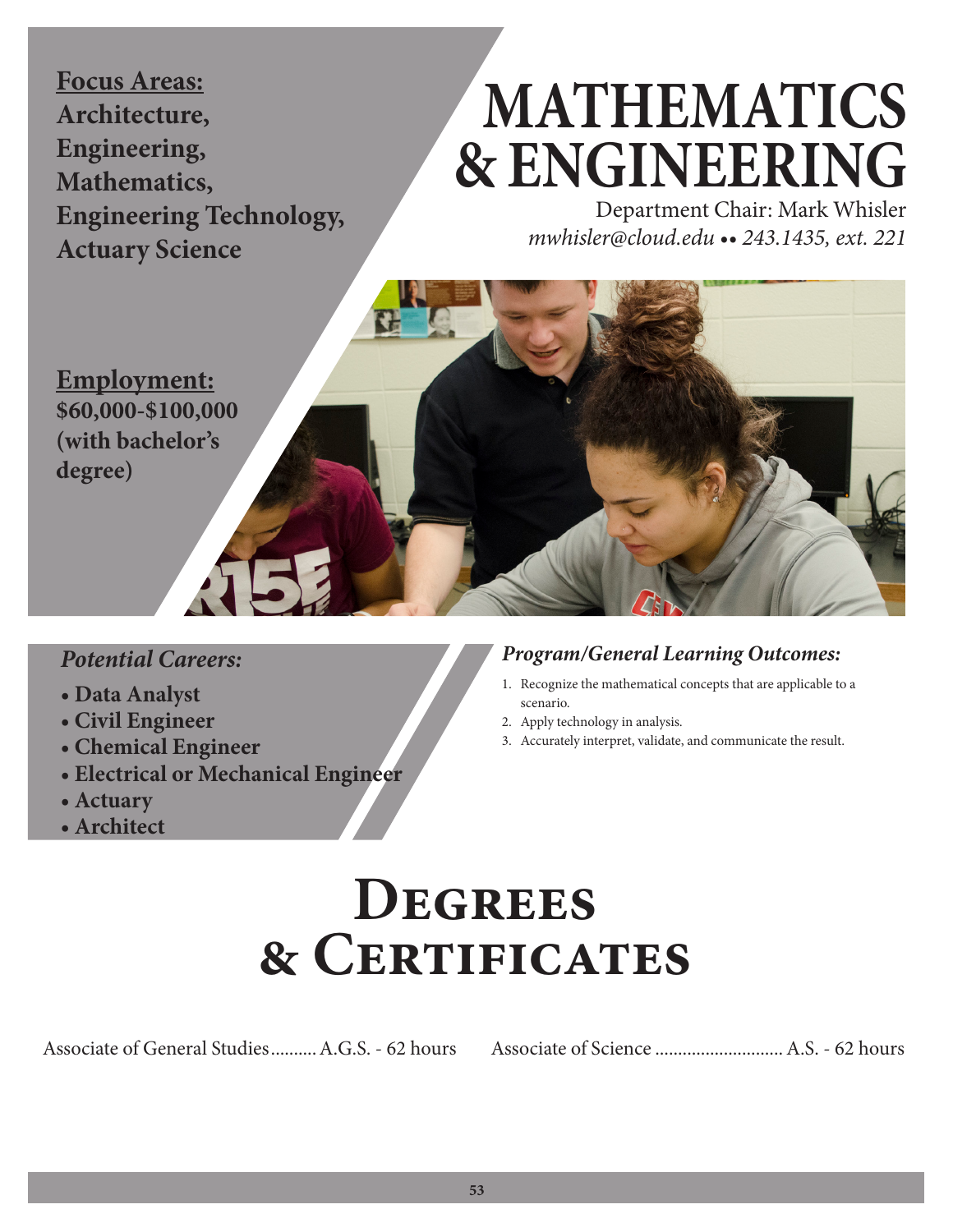# MATHEMATICS & ENGINEERING

Department Chair: Mark Whisler

*mwhisler@cloud.edu •• 243.1435, ext. 221*

**Focus Areas:**
**Architecture,**
**Engineering,**
**Mathematics,**
**Engineering Technology,**
**Actuary Science**

**Employment:**
**$60,000-$100,000 (with bachelor's degree)**

***Potential Careers:***

- **Data Analyst**
- **Civil Engineer**
- **Chemical Engineer**
- **Electrical or Mechanical Engineer**
- **Actuary**
- **Architect**

***Program/General Learning Outcomes:***

1. Recognize the mathematical concepts that are applicable to a scenario.
2. Apply technology in analysis.
3. Accurately interpret, validate, and communicate the result.

# Degrees & Certificates

Associate of General Studies.......... A.G.S. - 62 hours

Associate of Science ............................ A.S. - 62 hours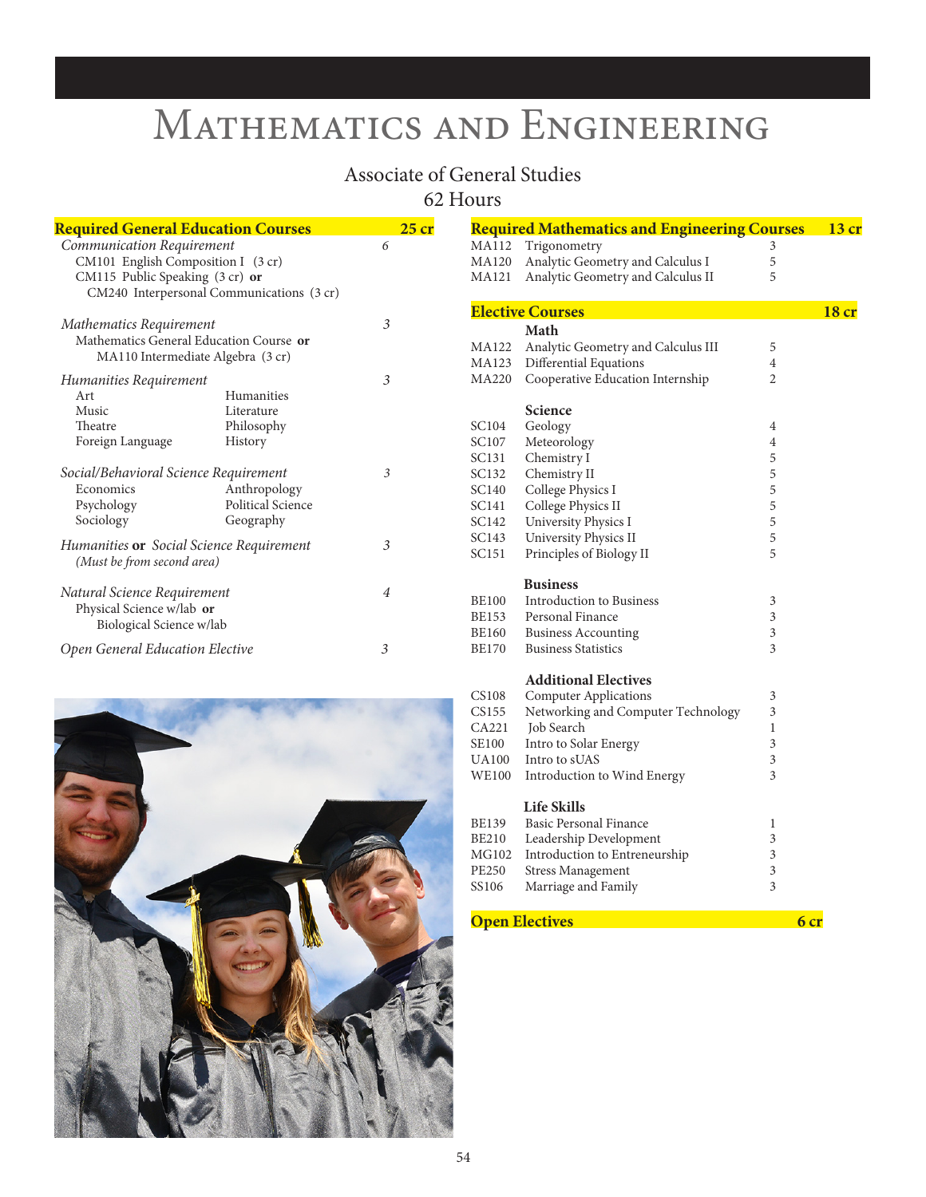# Mathematics and Engineering

## Associate of General Studies
## 62 Hours

### Required General Education Courses — 25 cr

*Communication Requirement* — 6
- CM101 English Composition I (3 cr)
- CM115 Public Speaking (3 cr) **or** CM240 Interpersonal Communications (3 cr)

*Mathematics Requirement* — 3
- Mathematics General Education Course **or** MA110 Intermediate Algebra (3 cr)

*Humanities Requirement* — 3

| | |
|---|---|
| Art | Humanities |
| Music | Literature |
| Theatre | Philosophy |
| Foreign Language | History |

*Social/Behavioral Science Requirement* — 3

| | |
|---|---|
| Economics | Anthropology |
| Psychology | Political Science |
| Sociology | Geography |

*Humanities* **or** *Social Science Requirement* — 3
*(Must be from second area)*

*Natural Science Requirement* — 4
- Physical Science w/lab **or** Biological Science w/lab

*Open General Education Elective* — 3

### Required Mathematics and Engineering Courses — 13 cr

| | | |
|---|---|---|
| MA112 | Trigonometry | 3 |
| MA120 | Analytic Geometry and Calculus I | 5 |
| MA121 | Analytic Geometry and Calculus II | 5 |

### Elective Courses — 18 cr

**Math**

| | | |
|---|---|---|
| MA122 | Analytic Geometry and Calculus III | 5 |
| MA123 | Differential Equations | 4 |
| MA220 | Cooperative Education Internship | 2 |

**Science**

| | | |
|---|---|---|
| SC104 | Geology | 4 |
| SC107 | Meteorology | 4 |
| SC131 | Chemistry I | 5 |
| SC132 | Chemistry II | 5 |
| SC140 | College Physics I | 5 |
| SC141 | College Physics II | 5 |
| SC142 | University Physics I | 5 |
| SC143 | University Physics II | 5 |
| SC151 | Principles of Biology II | 5 |

**Business**

| | | |
|---|---|---|
| BE100 | Introduction to Business | 3 |
| BE153 | Personal Finance | 3 |
| BE160 | Business Accounting | 3 |
| BE170 | Business Statistics | 3 |

**Additional Electives**

| | | |
|---|---|---|
| CS108 | Computer Applications | 3 |
| CS155 | Networking and Computer Technology | 3 |
| CA221 | Job Search | 1 |
| SE100 | Intro to Solar Energy | 3 |
| UA100 | Intro to sUAS | 3 |
| WE100 | Introduction to Wind Energy | 3 |

**Life Skills**

| | | |
|---|---|---|
| BE139 | Basic Personal Finance | 1 |
| BE210 | Leadership Development | 3 |
| MG102 | Introduction to Entreneurship | 3 |
| PE250 | Stress Management | 3 |
| SS106 | Marriage and Family | 3 |

### Open Electives — 6 cr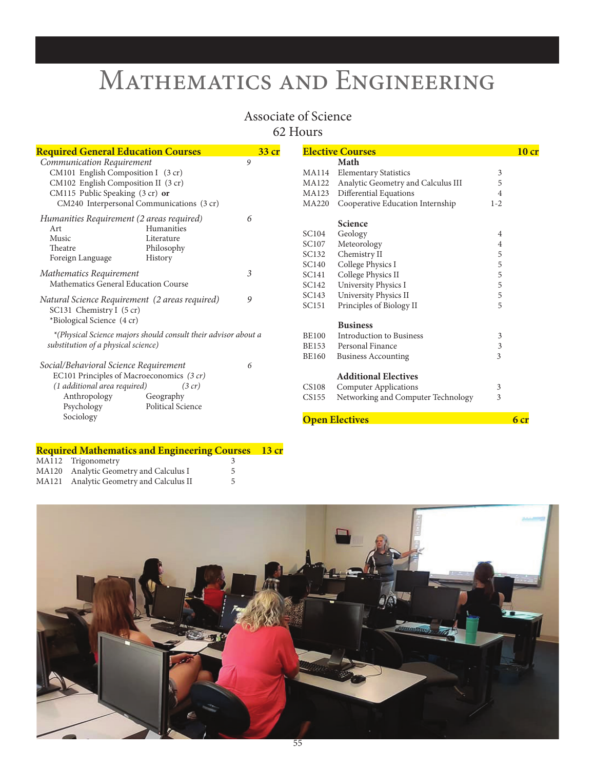# Mathematics and Engineering

## Associate of Science
## 62 Hours

**Required General Education Courses** **33 cr**

*Communication Requirement* 9

- CM101 English Composition I (3 cr)
- CM102 English Composition II (3 cr)
- CM115 Public Speaking (3 cr) **or**
  - CM240 Interpersonal Communications (3 cr)

*Humanities Requirement (2 areas required)* 6

| | |
|---|---|
| Art | Humanities |
| Music | Literature |
| Theatre | Philosophy |
| Foreign Language | History |

*Mathematics Requirement* 3

Mathematics General Education Course

*Natural Science Requirement (2 areas required)* 9

- SC131 Chemistry I (5 cr)
- *Biological Science (4 cr)

*\*(Physical Science majors should consult their advisor about a substitution of a physical science)*

*Social/Behavioral Science Requirement* 6

EC101 Principles of Macroeconomics *(3 cr)*

*(1 additional area required)* *(3 cr)*

| | |
|---|---|
| Anthropology | Geography |
| Psychology | Political Science |
| Sociology | |

**Required Mathematics and Engineering Courses** **13 cr**

| | | |
|---|---|---|
| MA112 | Trigonometry | 3 |
| MA120 | Analytic Geometry and Calculus I | 5 |
| MA121 | Analytic Geometry and Calculus II | 5 |

**Elective Courses** **10 cr**

| | | |
|---|---|---|
| | **Math** | |
| MA114 | Elementary Statistics | 3 |
| MA122 | Analytic Geometry and Calculus III | 5 |
| MA123 | Differential Equations | 4 |
| MA220 | Cooperative Education Internship | 1-2 |
| | **Science** | |
| SC104 | Geology | 4 |
| SC107 | Meteorology | 4 |
| SC132 | Chemistry II | 5 |
| SC140 | College Physics I | 5 |
| SC141 | College Physics II | 5 |
| SC142 | University Physics I | 5 |
| SC143 | University Physics II | 5 |
| SC151 | Principles of Biology II | 5 |
| | **Business** | |
| BE100 | Introduction to Business | 3 |
| BE153 | Personal Finance | 3 |
| BE160 | Business Accounting | 3 |
| | **Additional Electives** | |
| CS108 | Computer Applications | 3 |
| CS155 | Networking and Computer Technology | 3 |

**Open Electives** **6 cr**